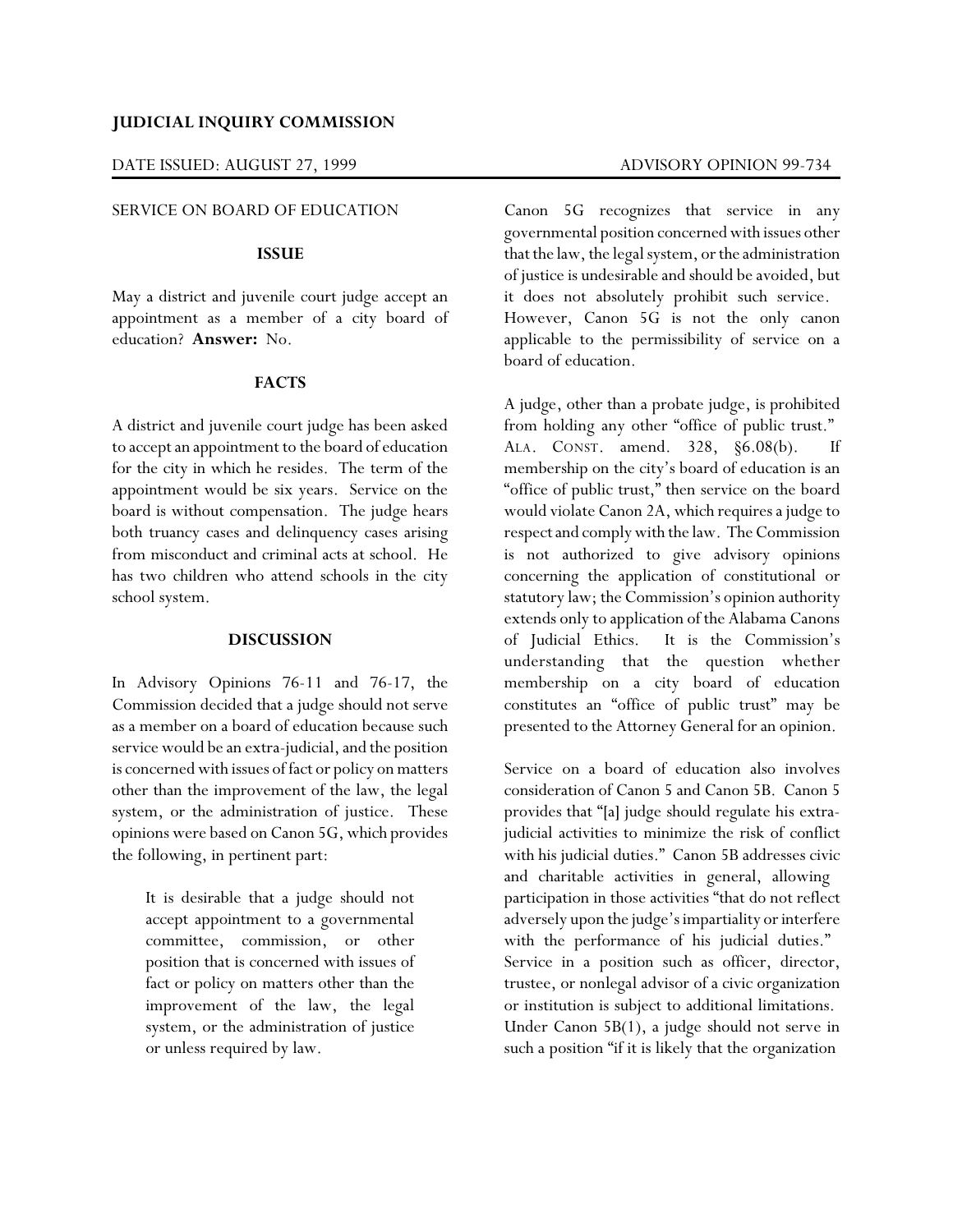**JUDICIAL INQUIRY COMMISSION**

DATE ISSUED: AUGUST 27, 1999 ADVISORY OPINION 99-734

SERVICE ON BOARD OF EDUCATION

**ISSUE**

May a district and juvenile court judge accept an appointment as a member of a city board of education? **Answer:** No.

**FACTS**

A district and juvenile court judge has been asked to accept an appointment to the board of education for the city in which he resides. The term of the appointment would be six years. Service on the board is without compensation. The judge hears both truancy cases and delinquency cases arising from misconduct and criminal acts at school. He has two children who attend schools in the city school system.

**DISCUSSION**

In Advisory Opinions 76-11 and 76-17, the Commission decided that a judge should not serve as a member on a board of education because such service would be an extra-judicial, and the position is concerned with issues of fact or policy on matters other than the improvement of the law, the legal system, or the administration of justice. These opinions were based on Canon 5G, which provides the following, in pertinent part:

> It is desirable that a judge should not accept appointment to a governmental committee, commission, or other position that is concerned with issues of fact or policy on matters other than the improvement of the law, the legal system, or the administration of justice or unless required by law.

Canon 5G recognizes that service in any governmental position concerned with issues other that the law, the legal system, or the administration of justice is undesirable and should be avoided, but it does not absolutely prohibit such service. However, Canon 5G is not the only canon applicable to the permissibility of service on a board of education.

A judge, other than a probate judge, is prohibited from holding any other "office of public trust." ALA. CONST. amend. 328, §6.08(b). If membership on the city's board of education is an "office of public trust," then service on the board would violate Canon 2A, which requires a judge to respect and comply with the law. The Commission is not authorized to give advisory opinions concerning the application of constitutional or statutory law; the Commission's opinion authority extends only to application of the Alabama Canons of Judicial Ethics. It is the Commission's understanding that the question whether membership on a city board of education constitutes an "office of public trust" may be presented to the Attorney General for an opinion.

Service on a board of education also involves consideration of Canon 5 and Canon 5B. Canon 5 provides that "[a] judge should regulate his extra-judicial activities to minimize the risk of conflict with his judicial duties." Canon 5B addresses civic and charitable activities in general, allowing participation in those activities "that do not reflect adversely upon the judge's impartiality or interfere with the performance of his judicial duties." Service in a position such as officer, director, trustee, or nonlegal advisor of a civic organization or institution is subject to additional limitations. Under Canon 5B(1), a judge should not serve in such a position "if it is likely that the organization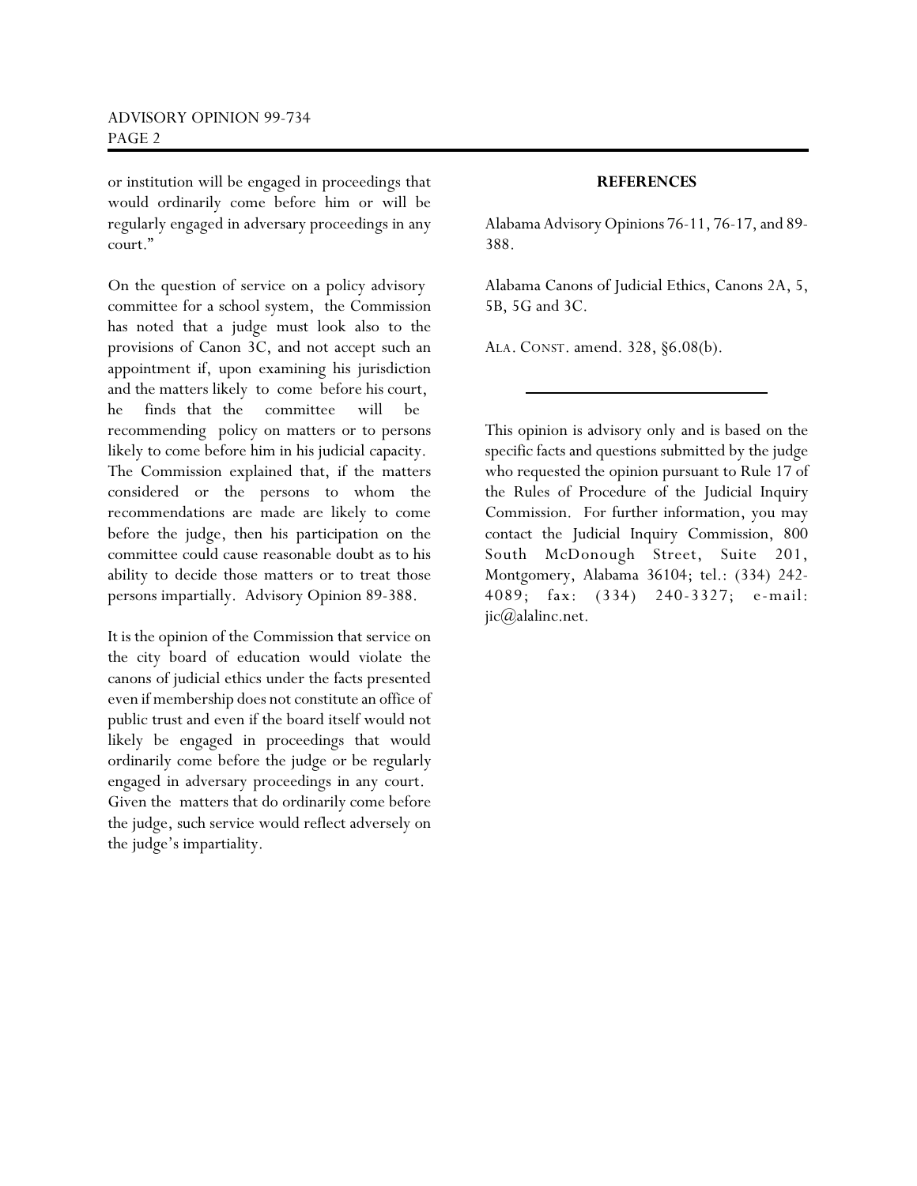or institution will be engaged in proceedings that would ordinarily come before him or will be regularly engaged in adversary proceedings in any court."

On the question of service on a policy advisory committee for a school system, the Commission has noted that a judge must look also to the provisions of Canon 3C, and not accept such an appointment if, upon examining his jurisdiction and the matters likely to come before his court, he finds that the committee will be recommending policy on matters or to persons likely to come before him in his judicial capacity. The Commission explained that, if the matters considered or the persons to whom the recommendations are made are likely to come before the judge, then his participation on the committee could cause reasonable doubt as to his ability to decide those matters or to treat those persons impartially. Advisory Opinion 89-388.

It is the opinion of the Commission that service on the city board of education would violate the canons of judicial ethics under the facts presented even if membership does not constitute an office of public trust and even if the board itself would not likely be engaged in proceedings that would ordinarily come before the judge or be regularly engaged in adversary proceedings in any court. Given the matters that do ordinarily come before the judge, such service would reflect adversely on the judge's impartiality.

## REFERENCES

Alabama Advisory Opinions 76-11, 76-17, and 89-388.

Alabama Canons of Judicial Ethics, Canons 2A, 5, 5B, 5G and 3C.

ALA. CONST. amend. 328, §6.08(b).

---

This opinion is advisory only and is based on the specific facts and questions submitted by the judge who requested the opinion pursuant to Rule 17 of the Rules of Procedure of the Judicial Inquiry Commission. For further information, you may contact the Judicial Inquiry Commission, 800 South McDonough Street, Suite 201, Montgomery, Alabama 36104; tel.: (334) 242-4089; fax: (334) 240-3327; e-mail: jic@alalinc.net.